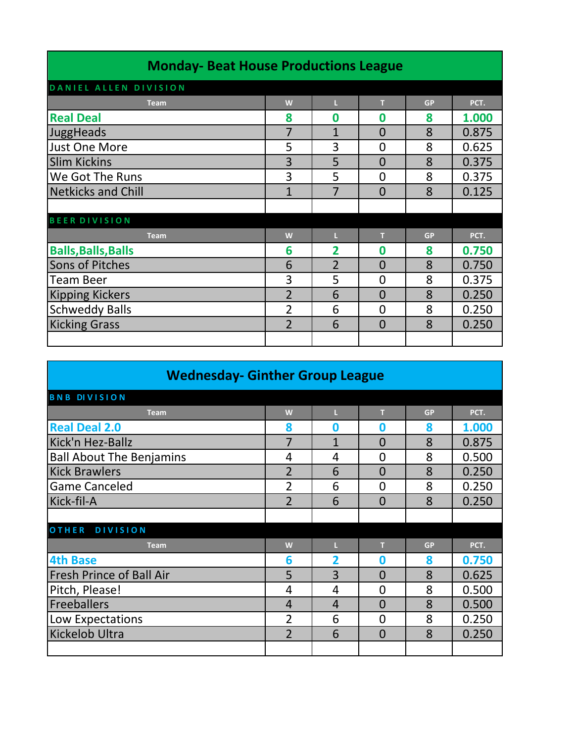# Monday- Beat House Productions League

## DANIEL ALLEN DIVISION

| Team | W | L | T | GP | PCT. |
|---|---|---|---|---|---|
| **Real Deal** | **8** | **0** | **0** | **8** | **1.000** |
| JuggHeads | 7 | 1 | 0 | 8 | 0.875 |
| Just One More | 5 | 3 | 0 | 8 | 0.625 |
| Slim Kickins | 3 | 5 | 0 | 8 | 0.375 |
| We Got The Runs | 3 | 5 | 0 | 8 | 0.375 |
| Netkicks and Chill | 1 | 7 | 0 | 8 | 0.125 |

## BEER DIVISION

| Team | W | L | T | GP | PCT. |
|---|---|---|---|---|---|
| **Balls,Balls,Balls** | **6** | **2** | **0** | **8** | **0.750** |
| Sons of Pitches | 6 | 2 | 0 | 8 | 0.750 |
| Team Beer | 3 | 5 | 0 | 8 | 0.375 |
| Kipping Kickers | 2 | 6 | 0 | 8 | 0.250 |
| Schweddy Balls | 2 | 6 | 0 | 8 | 0.250 |
| Kicking Grass | 2 | 6 | 0 | 8 | 0.250 |

# Wednesday- Ginther Group League

## BNB DIVISION

| Team | W | L | T | GP | PCT. |
|---|---|---|---|---|---|
| **Real Deal 2.0** | **8** | **0** | **0** | **8** | **1.000** |
| Kick'n Hez-Ballz | 7 | 1 | 0 | 8 | 0.875 |
| Ball About The Benjamins | 4 | 4 | 0 | 8 | 0.500 |
| Kick Brawlers | 2 | 6 | 0 | 8 | 0.250 |
| Game Canceled | 2 | 6 | 0 | 8 | 0.250 |
| Kick-fil-A | 2 | 6 | 0 | 8 | 0.250 |

## OTHER DIVISION

| Team | W | L | T | GP | PCT. |
|---|---|---|---|---|---|
| **4th Base** | **6** | **2** | **0** | **8** | **0.750** |
| Fresh Prince of Ball Air | 5 | 3 | 0 | 8 | 0.625 |
| Pitch, Please! | 4 | 4 | 0 | 8 | 0.500 |
| Freeballers | 4 | 4 | 0 | 8 | 0.500 |
| Low Expectations | 2 | 6 | 0 | 8 | 0.250 |
| Kickelob Ultra | 2 | 6 | 0 | 8 | 0.250 |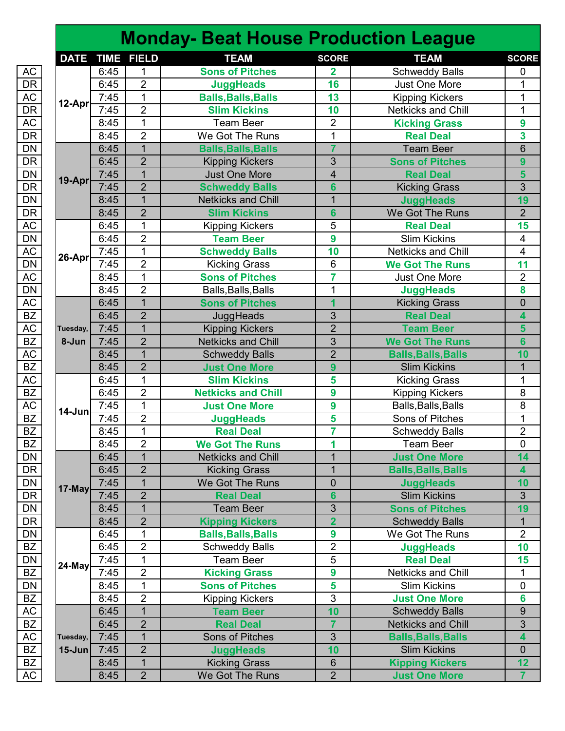# Monday- Beat House Production League

| | DATE | TIME | FIELD | TEAM | SCORE | TEAM | SCORE |
|---|---|---|---|---|---|---|---|
| AC | 12-Apr | 6:45 | 1 | **Sons of Pitches** | **2** | Schweddy Balls | 0 |
| DR | | 6:45 | 2 | **JuggHeads** | **16** | Just One More | 1 |
| AC | | 7:45 | 1 | **Balls,Balls,Balls** | **13** | Kipping Kickers | 1 |
| DR | | 7:45 | 2 | **Slim Kickins** | **10** | Netkicks and Chill | 1 |
| AC | | 8:45 | 1 | Team Beer | 2 | **Kicking Grass** | **9** |
| DR | | 8:45 | 2 | We Got The Runs | 1 | **Real Deal** | **3** |
| DN | 19-Apr | 6:45 | 1 | **Balls,Balls,Balls** | **7** | Team Beer | 6 |
| DR | | 6:45 | 2 | Kipping Kickers | 3 | **Sons of Pitches** | **9** |
| DN | | 7:45 | 1 | Just One More | 4 | **Real Deal** | **5** |
| DR | | 7:45 | 2 | **Schweddy Balls** | **6** | Kicking Grass | 3 |
| DN | | 8:45 | 1 | Netkicks and Chill | 1 | **JuggHeads** | **19** |
| DR | | 8:45 | 2 | **Slim Kickins** | **6** | We Got The Runs | 2 |
| AC | 26-Apr | 6:45 | 1 | Kipping Kickers | 5 | **Real Deal** | **15** |
| DN | | 6:45 | 2 | **Team Beer** | **9** | Slim Kickins | 4 |
| AC | | 7:45 | 1 | **Schweddy Balls** | **10** | Netkicks and Chill | 4 |
| DN | | 7:45 | 2 | Kicking Grass | 6 | **We Got The Runs** | **11** |
| AC | | 8:45 | 1 | **Sons of Pitches** | **7** | Just One More | 2 |
| DN | | 8:45 | 2 | Balls,Balls,Balls | 1 | **JuggHeads** | **8** |
| AC | Tuesday, 8-Jun | 6:45 | 1 | **Sons of Pitches** | **1** | Kicking Grass | 0 |
| BZ | | 6:45 | 2 | JuggHeads | 3 | **Real Deal** | **4** |
| AC | | 7:45 | 1 | Kipping Kickers | 2 | **Team Beer** | **5** |
| BZ | | 7:45 | 2 | Netkicks and Chill | 3 | **We Got The Runs** | **6** |
| AC | | 8:45 | 1 | Schweddy Balls | 2 | **Balls,Balls,Balls** | **10** |
| BZ | | 8:45 | 2 | **Just One More** | **9** | Slim Kickins | 1 |
| AC | 14-Jun | 6:45 | 1 | **Slim Kickins** | **5** | Kicking Grass | 1 |
| BZ | | 6:45 | 2 | **Netkicks and Chill** | **9** | Kipping Kickers | 8 |
| AC | | 7:45 | 1 | **Just One More** | **9** | Balls,Balls,Balls | 8 |
| BZ | | 7:45 | 2 | **JuggHeads** | **5** | Sons of Pitches | 1 |
| BZ | | 8:45 | 1 | **Real Deal** | **7** | Schweddy Balls | 2 |
| BZ | | 8:45 | 2 | **We Got The Runs** | **1** | Team Beer | 0 |
| DN | 17-May | 6:45 | 1 | Netkicks and Chill | 1 | **Just One More** | **14** |
| DR | | 6:45 | 2 | Kicking Grass | 1 | **Balls,Balls,Balls** | **4** |
| DN | | 7:45 | 1 | We Got The Runs | 0 | **JuggHeads** | **10** |
| DR | | 7:45 | 2 | **Real Deal** | **6** | Slim Kickins | 3 |
| DN | | 8:45 | 1 | Team Beer | 3 | **Sons of Pitches** | **19** |
| DR | | 8:45 | 2 | **Kipping Kickers** | **2** | Schweddy Balls | 1 |
| DN | 24-May | 6:45 | 1 | **Balls,Balls,Balls** | **9** | We Got The Runs | 2 |
| BZ | | 6:45 | 2 | Schweddy Balls | 2 | **JuggHeads** | **10** |
| DN | | 7:45 | 1 | Team Beer | 5 | **Real Deal** | **15** |
| BZ | | 7:45 | 2 | **Kicking Grass** | **9** | Netkicks and Chill | 1 |
| DN | | 8:45 | 1 | **Sons of Pitches** | **5** | Slim Kickins | 0 |
| BZ | | 8:45 | 2 | Kipping Kickers | 3 | **Just One More** | **6** |
| AC | Tuesday, 15-Jun | 6:45 | 1 | **Team Beer** | **10** | Schweddy Balls | 9 |
| BZ | | 6:45 | 2 | **Real Deal** | **7** | Netkicks and Chill | 3 |
| AC | | 7:45 | 1 | Sons of Pitches | 3 | **Balls,Balls,Balls** | **4** |
| BZ | | 7:45 | 2 | **JuggHeads** | **10** | Slim Kickins | 0 |
| BZ | | 8:45 | 1 | Kicking Grass | 6 | **Kipping Kickers** | **12** |
| AC | | 8:45 | 2 | We Got The Runs | 2 | **Just One More** | **7** |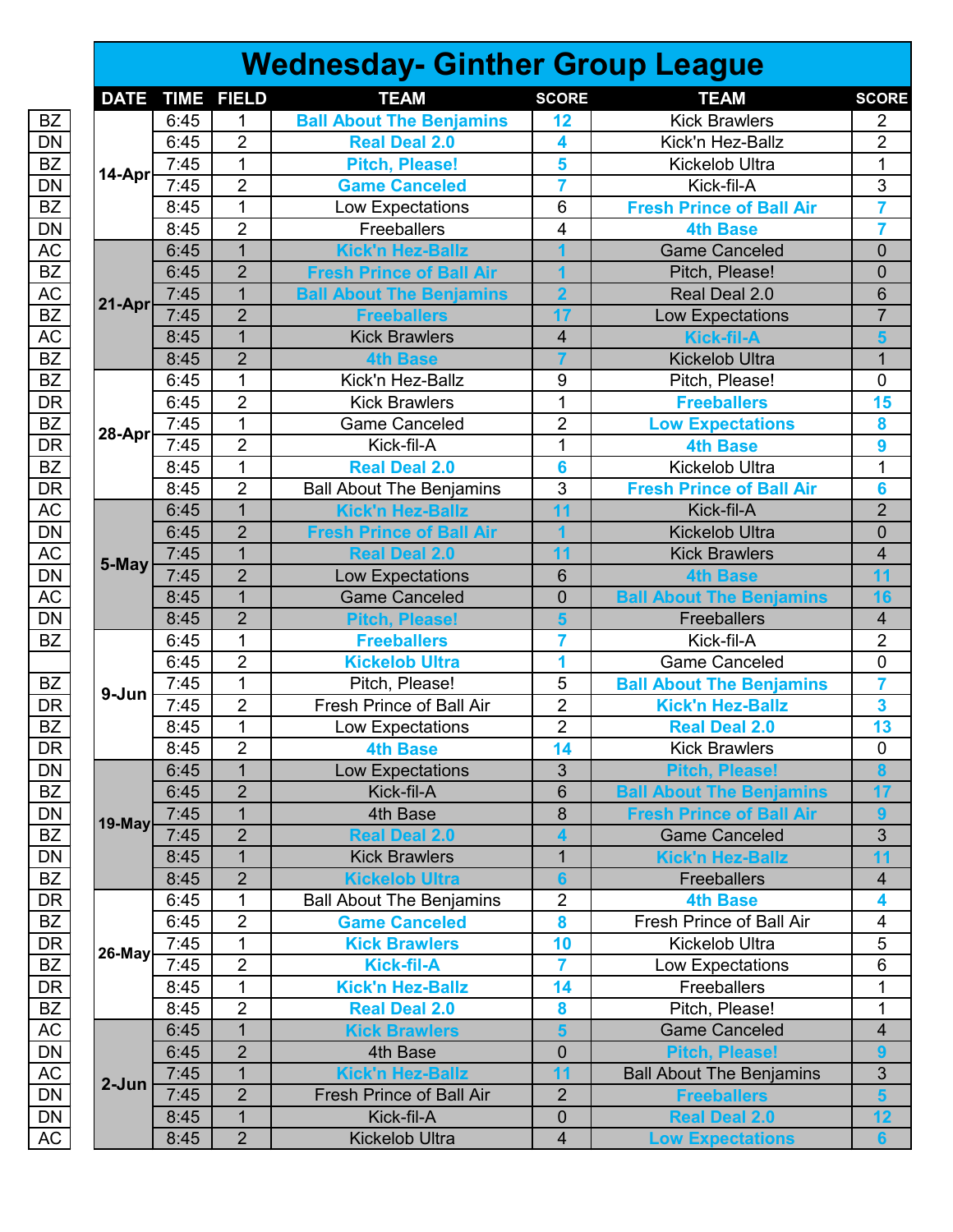# Wednesday- Ginther Group League

| | DATE | TIME | FIELD | TEAM | SCORE | TEAM | SCORE |
|---|---|---|---|---|---|---|---|
| BZ | 14-Apr | 6:45 | 1 | **Ball About The Benjamins** | **12** | Kick Brawlers | 2 |
| DN | | 6:45 | 2 | **Real Deal 2.0** | **4** | Kick'n Hez-Ballz | 2 |
| BZ | | 7:45 | 1 | **Pitch, Please!** | **5** | Kickelob Ultra | 1 |
| DN | | 7:45 | 2 | **Game Canceled** | **7** | Kick-fil-A | 3 |
| BZ | | 8:45 | 1 | Low Expectations | 6 | **Fresh Prince of Ball Air** | **7** |
| DN | | 8:45 | 2 | Freeballers | 4 | **4th Base** | **7** |
| AC | 21-Apr | 6:45 | 1 | **Kick'n Hez-Ballz** | **1** | Game Canceled | 0 |
| BZ | | 6:45 | 2 | **Fresh Prince of Ball Air** | **1** | Pitch, Please! | 0 |
| AC | | 7:45 | 1 | **Ball About The Benjamins** | **2** | Real Deal 2.0 | 6 |
| BZ | | 7:45 | 2 | **Freeballers** | **17** | Low Expectations | 7 |
| AC | | 8:45 | 1 | Kick Brawlers | 4 | **Kick-fil-A** | **5** |
| BZ | | 8:45 | 2 | **4th Base** | **7** | Kickelob Ultra | 1 |
| BZ | 28-Apr | 6:45 | 1 | Kick'n Hez-Ballz | 9 | Pitch, Please! | 0 |
| DR | | 6:45 | 2 | Kick Brawlers | 1 | **Freeballers** | **15** |
| BZ | | 7:45 | 1 | Game Canceled | 2 | **Low Expectations** | **8** |
| DR | | 7:45 | 2 | Kick-fil-A | 1 | **4th Base** | **9** |
| BZ | | 8:45 | 1 | **Real Deal 2.0** | **6** | Kickelob Ultra | 1 |
| DR | | 8:45 | 2 | Ball About The Benjamins | 3 | **Fresh Prince of Ball Air** | **6** |
| AC | 5-May | 6:45 | 1 | **Kick'n Hez-Ballz** | **11** | Kick-fil-A | 2 |
| DN | | 6:45 | 2 | **Fresh Prince of Ball Air** | **1** | Kickelob Ultra | 0 |
| AC | | 7:45 | 1 | **Real Deal 2.0** | **11** | Kick Brawlers | 4 |
| DN | | 7:45 | 2 | Low Expectations | 6 | **4th Base** | **11** |
| AC | | 8:45 | 1 | Game Canceled | 0 | **Ball About The Benjamins** | **16** |
| DN | | 8:45 | 2 | **Pitch, Please!** | **5** | Freeballers | 4 |
| BZ | 9-Jun | 6:45 | 1 | **Freeballers** | **7** | Kick-fil-A | 2 |
| | | 6:45 | 2 | **Kickelob Ultra** | **1** | Game Canceled | 0 |
| BZ | | 7:45 | 1 | Pitch, Please! | 5 | **Ball About The Benjamins** | **7** |
| DR | | 7:45 | 2 | Fresh Prince of Ball Air | 2 | **Kick'n Hez-Ballz** | **3** |
| BZ | | 8:45 | 1 | Low Expectations | 2 | **Real Deal 2.0** | **13** |
| DR | | 8:45 | 2 | **4th Base** | **14** | Kick Brawlers | 0 |
| DN | 19-May | 6:45 | 1 | Low Expectations | 3 | **Pitch, Please!** | **8** |
| BZ | | 6:45 | 2 | Kick-fil-A | 6 | **Ball About The Benjamins** | **17** |
| DN | | 7:45 | 1 | 4th Base | 8 | **Fresh Prince of Ball Air** | **9** |
| BZ | | 7:45 | 2 | **Real Deal 2.0** | **4** | Game Canceled | 3 |
| DN | | 8:45 | 1 | Kick Brawlers | 1 | **Kick'n Hez-Ballz** | **11** |
| BZ | | 8:45 | 2 | **Kickelob Ultra** | **6** | Freeballers | 4 |
| DR | 26-May | 6:45 | 1 | Ball About The Benjamins | 2 | **4th Base** | **4** |
| BZ | | 6:45 | 2 | **Game Canceled** | **8** | Fresh Prince of Ball Air | 4 |
| DR | | 7:45 | 1 | **Kick Brawlers** | **10** | Kickelob Ultra | 5 |
| BZ | | 7:45 | 2 | **Kick-fil-A** | **7** | Low Expectations | 6 |
| DR | | 8:45 | 1 | **Kick'n Hez-Ballz** | **14** | Freeballers | 1 |
| BZ | | 8:45 | 2 | **Real Deal 2.0** | **8** | Pitch, Please! | 1 |
| AC | 2-Jun | 6:45 | 1 | **Kick Brawlers** | **5** | Game Canceled | 4 |
| DN | | 6:45 | 2 | 4th Base | 0 | **Pitch, Please!** | **9** |
| AC | | 7:45 | 1 | **Kick'n Hez-Ballz** | **11** | Ball About The Benjamins | 3 |
| DN | | 7:45 | 2 | Fresh Prince of Ball Air | 2 | **Freeballers** | **5** |
| DN | | 8:45 | 1 | Kick-fil-A | 0 | **Real Deal 2.0** | **12** |
| AC | | 8:45 | 2 | Kickelob Ultra | 4 | **Low Expectations** | **6** |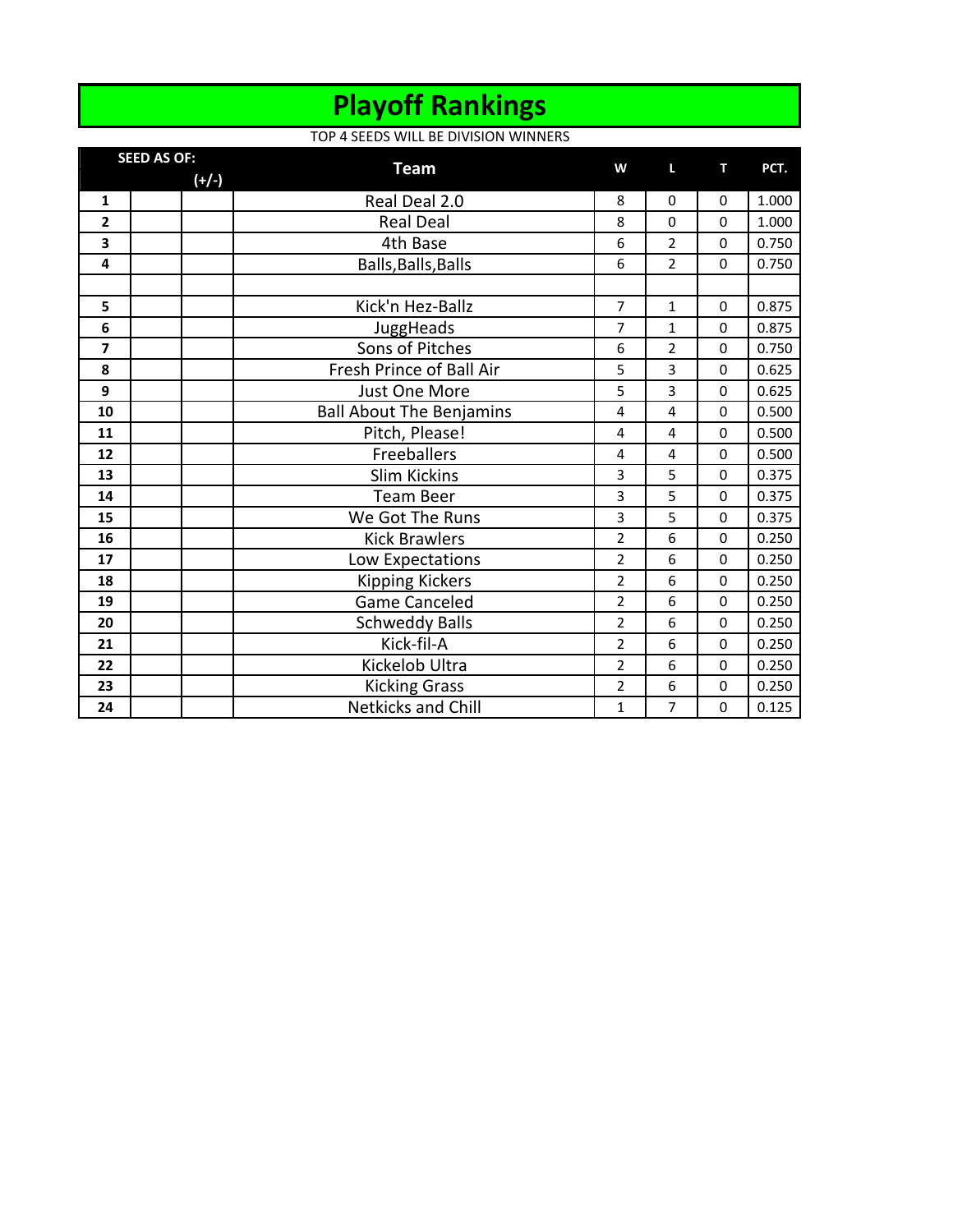# Playoff Rankings

TOP 4 SEEDS WILL BE DIVISION WINNERS

| SEED AS OF: | | (+/-) | Team | W | L | T | PCT. |
|---|---|---|---|---|---|---|---|
| 1 | | | Real Deal 2.0 | 8 | 0 | 0 | 1.000 |
| 2 | | | Real Deal | 8 | 0 | 0 | 1.000 |
| 3 | | | 4th Base | 6 | 2 | 0 | 0.750 |
| 4 | | | Balls,Balls,Balls | 6 | 2 | 0 | 0.750 |
| | | | | | | | |
| 5 | | | Kick'n Hez-Ballz | 7 | 1 | 0 | 0.875 |
| 6 | | | JuggHeads | 7 | 1 | 0 | 0.875 |
| 7 | | | Sons of Pitches | 6 | 2 | 0 | 0.750 |
| 8 | | | Fresh Prince of Ball Air | 5 | 3 | 0 | 0.625 |
| 9 | | | Just One More | 5 | 3 | 0 | 0.625 |
| 10 | | | Ball About The Benjamins | 4 | 4 | 0 | 0.500 |
| 11 | | | Pitch, Please! | 4 | 4 | 0 | 0.500 |
| 12 | | | Freeballers | 4 | 4 | 0 | 0.500 |
| 13 | | | Slim Kickins | 3 | 5 | 0 | 0.375 |
| 14 | | | Team Beer | 3 | 5 | 0 | 0.375 |
| 15 | | | We Got The Runs | 3 | 5 | 0 | 0.375 |
| 16 | | | Kick Brawlers | 2 | 6 | 0 | 0.250 |
| 17 | | | Low Expectations | 2 | 6 | 0 | 0.250 |
| 18 | | | Kipping Kickers | 2 | 6 | 0 | 0.250 |
| 19 | | | Game Canceled | 2 | 6 | 0 | 0.250 |
| 20 | | | Schweddy Balls | 2 | 6 | 0 | 0.250 |
| 21 | | | Kick-fil-A | 2 | 6 | 0 | 0.250 |
| 22 | | | Kickelob Ultra | 2 | 6 | 0 | 0.250 |
| 23 | | | Kicking Grass | 2 | 6 | 0 | 0.250 |
| 24 | | | Netkicks and Chill | 1 | 7 | 0 | 0.125 |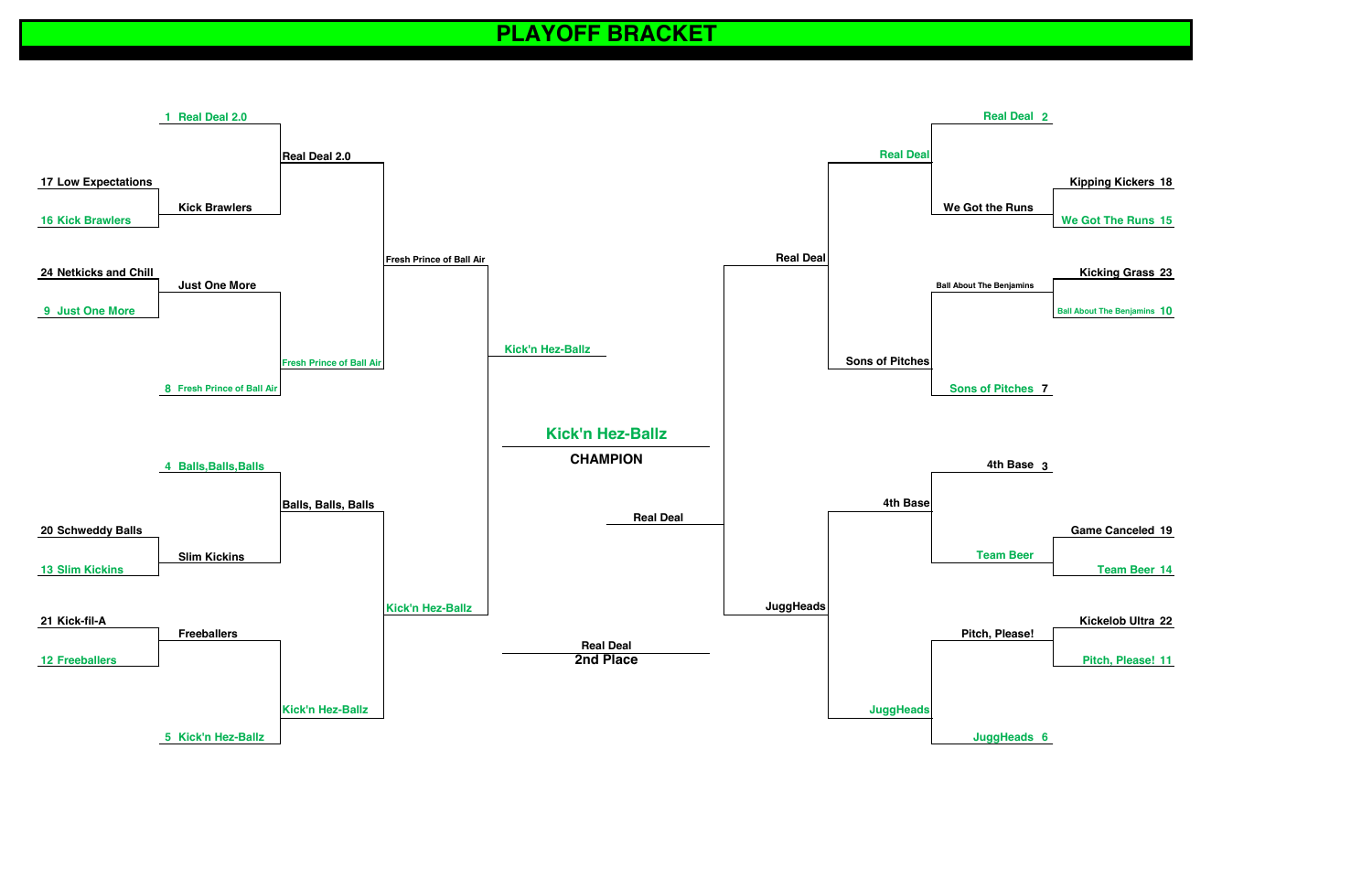# PLAYOFF BRACKET

## Left Side

### Round 1

| Matchup | Winner |
| --- | --- |
| 17 Low Expectations vs. 16 Kick Brawlers | Kick Brawlers |
| 24 Netkicks and Chill vs. 9 Just One More | Just One More |
| 20 Schweddy Balls vs. 13 Slim Kickins | Slim Kickins |
| 21 Kick-fil-A vs. 12 Freeballers | Freeballers |

### Round 2

| Matchup | Winner |
| --- | --- |
| 1 Real Deal 2.0 vs. Kick Brawlers | Real Deal 2.0 |
| Just One More vs. 8 Fresh Prince of Ball Air | Fresh Prince of Ball Air |
| 4 Balls,Balls,Balls vs. Slim Kickins | Balls, Balls, Balls |
| Freeballers vs. 5 Kick'n Hez-Ballz | Kick'n Hez-Ballz |

### Quarterfinals

| Matchup | Winner |
| --- | --- |
| Real Deal 2.0 vs. Fresh Prince of Ball Air | Fresh Prince of Ball Air |
| Balls, Balls, Balls vs. Kick'n Hez-Ballz | Kick'n Hez-Ballz |

### Semifinal

| Matchup | Winner |
| --- | --- |
| Fresh Prince of Ball Air vs. Kick'n Hez-Ballz | Kick'n Hez-Ballz |

## Right Side

### Round 1

| Matchup | Winner |
| --- | --- |
| Kipping Kickers 18 vs. We Got The Runs 15 | We Got the Runs |
| Kicking Grass 23 vs. Ball About The Benjamins 10 | Ball About The Benjamins |
| Game Canceled 19 vs. Team Beer 14 | Team Beer |
| Kickelob Ultra 22 vs. Pitch, Please! 11 | Pitch, Please! |

### Round 2

| Matchup | Winner |
| --- | --- |
| Real Deal 2 vs. We Got the Runs | Real Deal |
| Ball About The Benjamins vs. Sons of Pitches 7 | Sons of Pitches |
| 4th Base 3 vs. Team Beer | 4th Base |
| Pitch, Please! vs. JuggHeads 6 | JuggHeads |

### Quarterfinals

| Matchup | Winner |
| --- | --- |
| Real Deal vs. Sons of Pitches | Real Deal |
| 4th Base vs. JuggHeads | JuggHeads |

### Semifinal

| Matchup | Winner |
| --- | --- |
| Real Deal vs. JuggHeads | Real Deal |

## Final

Kick'n Hez-Ballz vs. Real Deal

**Kick'n Hez-Ballz**
**CHAMPION**

**Real Deal**
**2nd Place**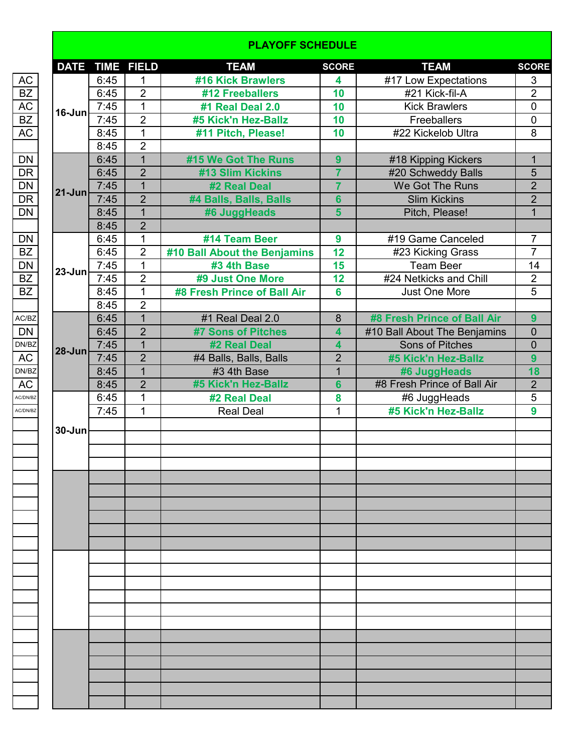## PLAYOFF SCHEDULE

| | DATE | TIME | FIELD | TEAM | SCORE | TEAM | SCORE |
|---|---|---|---|---|---|---|---|
| AC | 16-Jun | 6:45 | 1 | **#16 Kick Brawlers** | **4** | #17 Low Expectations | 3 |
| BZ | | 6:45 | 2 | **#12 Freeballers** | **10** | #21 Kick-fil-A | 2 |
| AC | | 7:45 | 1 | **#1 Real Deal 2.0** | **10** | Kick Brawlers | 0 |
| BZ | | 7:45 | 2 | **#5 Kick'n Hez-Ballz** | **10** | Freeballers | 0 |
| AC | | 8:45 | 1 | **#11 Pitch, Please!** | **10** | #22 Kickelob Ultra | 8 |
| | | 8:45 | 2 | | | | |
| DN | 21-Jun | 6:45 | 1 | **#15 We Got The Runs** | **9** | #18 Kipping Kickers | 1 |
| DR | | 6:45 | 2 | **#13 Slim Kickins** | **7** | #20 Schweddy Balls | 5 |
| DN | | 7:45 | 1 | **#2 Real Deal** | **7** | We Got The Runs | 2 |
| DR | | 7:45 | 2 | **#4 Balls, Balls, Balls** | **6** | Slim Kickins | 2 |
| DN | | 8:45 | 1 | **#6 JuggHeads** | **5** | Pitch, Please! | 1 |
| | | 8:45 | 2 | | | | |
| DN | 23-Jun | 6:45 | 1 | **#14 Team Beer** | **9** | #19 Game Canceled | 7 |
| BZ | | 6:45 | 2 | **#10 Ball About the Benjamins** | **12** | #23 Kicking Grass | 7 |
| DN | | 7:45 | 1 | **#3 4th Base** | **15** | Team Beer | 14 |
| BZ | | 7:45 | 2 | **#9 Just One More** | **12** | #24 Netkicks and Chill | 2 |
| BZ | | 8:45 | 1 | **#8 Fresh Prince of Ball Air** | **6** | Just One More | 5 |
| | | 8:45 | 2 | | | | |
| AC/BZ | 28-Jun | 6:45 | 1 | #1 Real Deal 2.0 | 8 | **#8 Fresh Prince of Ball Air** | **9** |
| DN | | 6:45 | 2 | **#7 Sons of Pitches** | **4** | #10 Ball About The Benjamins | 0 |
| DN/BZ | | 7:45 | 1 | **#2 Real Deal** | **4** | Sons of Pitches | 0 |
| AC | | 7:45 | 2 | #4 Balls, Balls, Balls | 2 | **#5 Kick'n Hez-Ballz** | **9** |
| DN/BZ | | 8:45 | 1 | #3 4th Base | 1 | **#6 JuggHeads** | **18** |
| AC | | 8:45 | 2 | **#5 Kick'n Hez-Ballz** | **6** | #8 Fresh Prince of Ball Air | 2 |
| AC/DN/BZ | 30-Jun | 6:45 | 1 | **#2 Real Deal** | **8** | #6 JuggHeads | 5 |
| AC/DN/BZ | | 7:45 | 1 | Real Deal | 1 | **#5 Kick'n Hez-Ballz** | **9** |